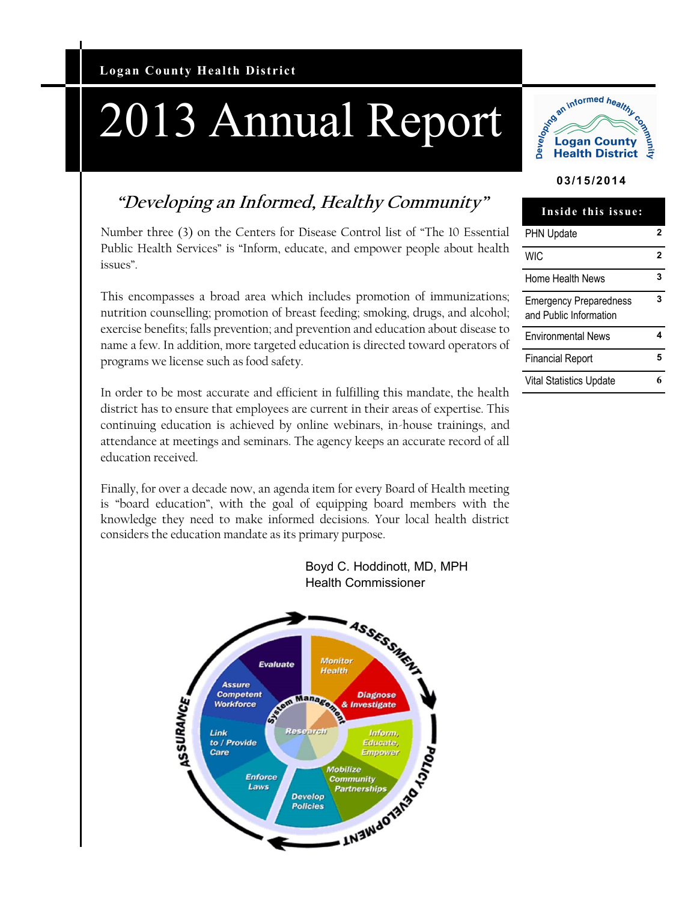**Logan County Health District**

# 2013 Annual Report

03/15/2014

| Inside this issue: | |
|---|---|
| PHN Update | 2 |
| WIC | 2 |
| Home Health News | 3 |
| Emergency Preparedness and Public Information | 3 |
| Environmental News | 4 |
| Financial Report | 5 |
| Vital Statistics Update | 6 |

## *"Developing an Informed, Healthy Community"*

Number three (3) on the Centers for Disease Control list of "The 10 Essential Public Health Services" is "Inform, educate, and empower people about health issues".

This encompasses a broad area which includes promotion of immunizations; nutrition counselling; promotion of breast feeding; smoking, drugs, and alcohol; exercise benefits; falls prevention; and prevention and education about disease to name a few. In addition, more targeted education is directed toward operators of programs we license such as food safety.

In order to be most accurate and efficient in fulfilling this mandate, the health district has to ensure that employees are current in their areas of expertise. This continuing education is achieved by online webinars, in-house trainings, and attendance at meetings and seminars. The agency keeps an accurate record of all education received.

Finally, for over a decade now, an agenda item for every Board of Health meeting is "board education", with the goal of equipping board members with the knowledge they need to make informed decisions. Your local health district considers the education mandate as its primary purpose.

Boyd C. Hoddinott, MD, MPH
Health Commissioner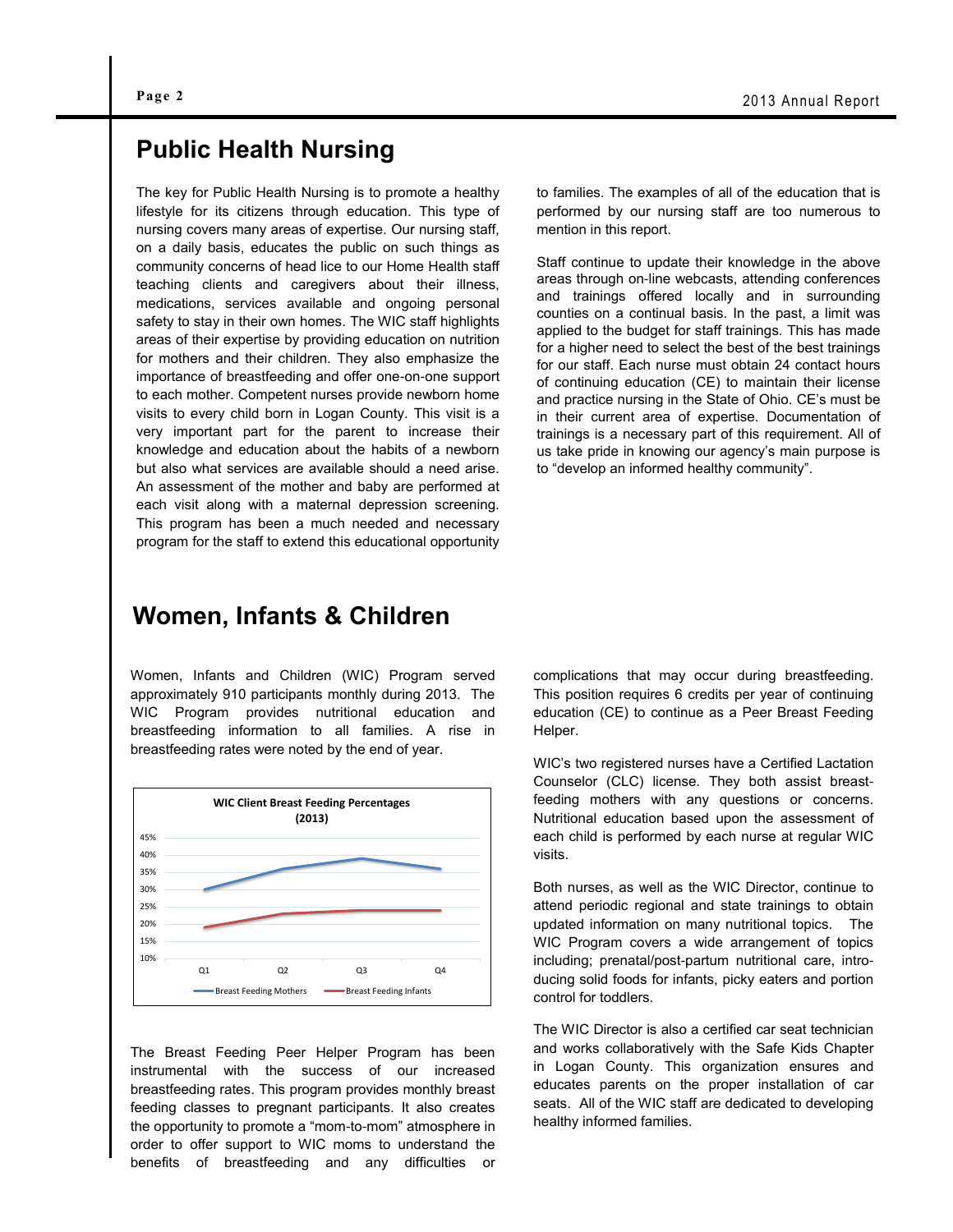# Public Health Nursing

The key for Public Health Nursing is to promote a healthy lifestyle for its citizens through education. This type of nursing covers many areas of expertise. Our nursing staff, on a daily basis, educates the public on such things as community concerns of head lice to our Home Health staff teaching clients and caregivers about their illness, medications, services available and ongoing personal safety to stay in their own homes. The WIC staff highlights areas of their expertise by providing education on nutrition for mothers and their children. They also emphasize the importance of breastfeeding and offer one-on-one support to each mother. Competent nurses provide newborn home visits to every child born in Logan County. This visit is a very important part for the parent to increase their knowledge and education about the habits of a newborn but also what services are available should a need arise. An assessment of the mother and baby are performed at each visit along with a maternal depression screening. This program has been a much needed and necessary program for the staff to extend this educational opportunity to families. The examples of all of the education that is performed by our nursing staff are too numerous to mention in this report.

Staff continue to update their knowledge in the above areas through on-line webcasts, attending conferences and trainings offered locally and in surrounding counties on a continual basis. In the past, a limit was applied to the budget for staff trainings. This has made for a higher need to select the best of the best trainings for our staff. Each nurse must obtain 24 contact hours of continuing education (CE) to maintain their license and practice nursing in the State of Ohio. CE's must be in their current area of expertise. Documentation of trainings is a necessary part of this requirement. All of us take pride in knowing our agency's main purpose is to "develop an informed healthy community".

# Women, Infants & Children

Women, Infants and Children (WIC) Program served approximately 910 participants monthly during 2013. The WIC Program provides nutritional education and breastfeeding information to all families. A rise in breastfeeding rates were noted by the end of year.

**WIC Client Breast Feeding Percentages (2013)**

| | Q1 | Q2 | Q3 | Q4 |
|---|---|---|---|---|
| Breast Feeding Mothers | 30% | 36% | 39% | 36% |
| Breast Feeding Infants | 19% | 23% | 24% | 24% |

The Breast Feeding Peer Helper Program has been instrumental with the success of our increased breastfeeding rates. This program provides monthly breast feeding classes to pregnant participants. It also creates the opportunity to promote a "mom-to-mom" atmosphere in order to offer support to WIC moms to understand the benefits of breastfeeding and any difficulties or complications that may occur during breastfeeding. This position requires 6 credits per year of continuing education (CE) to continue as a Peer Breast Feeding Helper.

WIC's two registered nurses have a Certified Lactation Counselor (CLC) license. They both assist breast-feeding mothers with any questions or concerns. Nutritional education based upon the assessment of each child is performed by each nurse at regular WIC visits.

Both nurses, as well as the WIC Director, continue to attend periodic regional and state trainings to obtain updated information on many nutritional topics. The WIC Program covers a wide arrangement of topics including; prenatal/post-partum nutritional care, introducing solid foods for infants, picky eaters and portion control for toddlers.

The WIC Director is also a certified car seat technician and works collaboratively with the Safe Kids Chapter in Logan County. This organization ensures and educates parents on the proper installation of car seats. All of the WIC staff are dedicated to developing healthy informed families.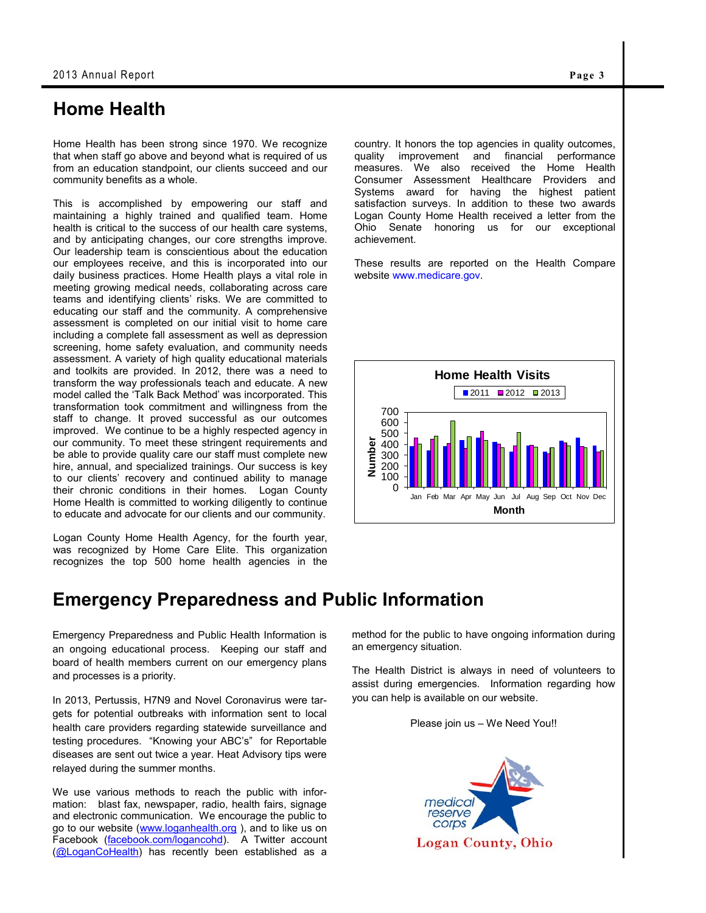# Home Health

Home Health has been strong since 1970. We recognize that when staff go above and beyond what is required of us from an education standpoint, our clients succeed and our community benefits as a whole.

This is accomplished by empowering our staff and maintaining a highly trained and qualified team. Home health is critical to the success of our health care systems, and by anticipating changes, our core strengths improve. Our leadership team is conscientious about the education our employees receive, and this is incorporated into our daily business practices. Home Health plays a vital role in meeting growing medical needs, collaborating across care teams and identifying clients' risks. We are committed to educating our staff and the community. A comprehensive assessment is completed on our initial visit to home care including a complete fall assessment as well as depression screening, home safety evaluation, and community needs assessment. A variety of high quality educational materials and toolkits are provided. In 2012, there was a need to transform the way professionals teach and educate. A new model called the 'Talk Back Method' was incorporated. This transformation took commitment and willingness from the staff to change. It proved successful as our outcomes improved. We continue to be a highly respected agency in our community. To meet these stringent requirements and be able to provide quality care our staff must complete new hire, annual, and specialized trainings. Our success is key to our clients' recovery and continued ability to manage their chronic conditions in their homes. Logan County Home Health is committed to working diligently to continue to educate and advocate for our clients and our community.

Logan County Home Health Agency, for the fourth year, was recognized by Home Care Elite. This organization recognizes the top 500 home health agencies in the country. It honors the top agencies in quality outcomes, quality improvement and financial performance measures. We also received the Home Health Consumer Assessment Healthcare Providers and Systems award for having the highest patient satisfaction surveys. In addition to these two awards Logan County Home Health received a letter from the Ohio Senate honoring us for our exceptional achievement.

These results are reported on the Health Compare website www.medicare.gov.

**Home Health Visits**

(Bar chart: Number of visits by Month, Jan–Dec, for 2011, 2012, 2013; y-axis 0–700)

# Emergency Preparedness and Public Information

Emergency Preparedness and Public Health Information is an ongoing educational process. Keeping our staff and board of health members current on our emergency plans and processes is a priority.

In 2013, Pertussis, H7N9 and Novel Coronavirus were targets for potential outbreaks with information sent to local health care providers regarding statewide surveillance and testing procedures. "Knowing your ABC's" for Reportable diseases are sent out twice a year. Heat Advisory tips were relayed during the summer months.

We use various methods to reach the public with information: blast fax, newspaper, radio, health fairs, signage and electronic communication. We encourage the public to go to our website (www.loganhealth.org ), and to like us on Facebook (facebook.com/logancohd). A Twitter account (@LoganCoHealth) has recently been established as a method for the public to have ongoing information during an emergency situation.

The Health District is always in need of volunteers to assist during emergencies. Information regarding how you can help is available on our website.

Please join us – We Need You!!

medical reserve corps

Logan County, Ohio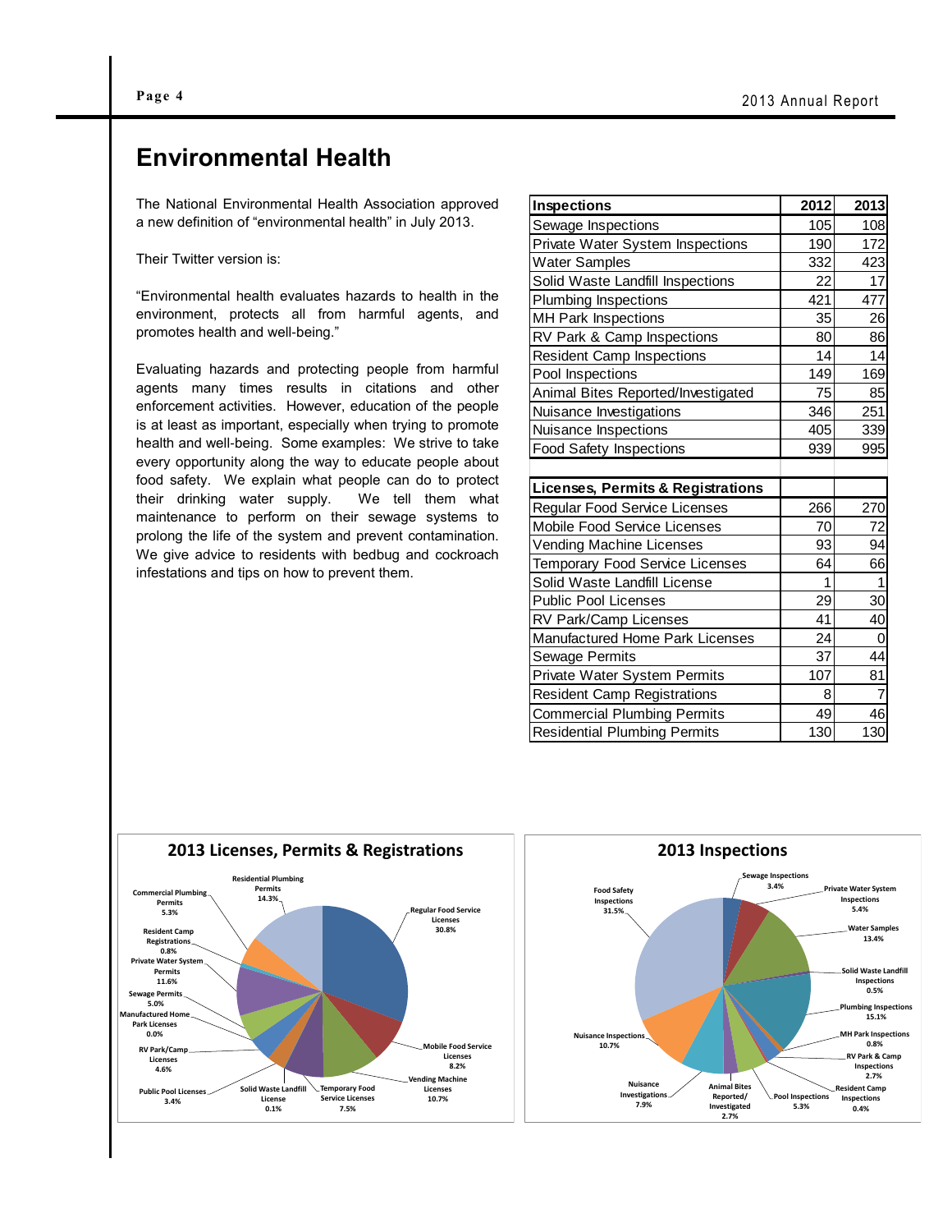# Environmental Health

The National Environmental Health Association approved a new definition of "environmental health" in July 2013.

Their Twitter version is:

"Environmental health evaluates hazards to health in the environment, protects all from harmful agents, and promotes health and well-being."

Evaluating hazards and protecting people from harmful agents many times results in citations and other enforcement activities. However, education of the people is at least as important, especially when trying to promote health and well-being. Some examples: We strive to take every opportunity along the way to educate people about food safety. We explain what people can do to protect their drinking water supply. We tell them what maintenance to perform on their sewage systems to prolong the life of the system and prevent contamination. We give advice to residents with bedbug and cockroach infestations and tips on how to prevent them.

| Inspections | 2012 | 2013 |
|---|---|---|
| Sewage Inspections | 105 | 108 |
| Private Water System Inspections | 190 | 172 |
| Water Samples | 332 | 423 |
| Solid Waste Landfill Inspections | 22 | 17 |
| Plumbing Inspections | 421 | 477 |
| MH Park Inspections | 35 | 26 |
| RV Park & Camp Inspections | 80 | 86 |
| Resident Camp Inspections | 14 | 14 |
| Pool Inspections | 149 | 169 |
| Animal Bites Reported/Investigated | 75 | 85 |
| Nuisance Investigations | 346 | 251 |
| Nuisance Inspections | 405 | 339 |
| Food Safety Inspections | 939 | 995 |
| | | |
| **Licenses, Permits & Registrations** | | |
| Regular Food Service Licenses | 266 | 270 |
| Mobile Food Service Licenses | 70 | 72 |
| Vending Machine Licenses | 93 | 94 |
| Temporary Food Service Licenses | 64 | 66 |
| Solid Waste Landfill License | 1 | 1 |
| Public Pool Licenses | 29 | 30 |
| RV Park/Camp Licenses | 41 | 40 |
| Manufactured Home Park Licenses | 24 | 0 |
| Sewage Permits | 37 | 44 |
| Private Water System Permits | 107 | 81 |
| Resident Camp Registrations | 8 | 7 |
| Commercial Plumbing Permits | 49 | 46 |
| Residential Plumbing Permits | 130 | 130 |

**2013 Licenses, Permits & Registrations**

| Category | Percent |
|---|---|
| Regular Food Service Licenses | 30.8% |
| Mobile Food Service Licenses | 8.2% |
| Vending Machine Licenses | 10.7% |
| Temporary Food Service Licenses | 7.5% |
| Solid Waste Landfill License | 0.1% |
| Public Pool Licenses | 3.4% |
| RV Park/Camp Licenses | 4.6% |
| Manufactured Home Park Licenses | 0.0% |
| Sewage Permits | 5.0% |
| Private Water System Permits | 11.6% |
| Resident Camp Registrations | 0.8% |
| Commercial Plumbing Permits | 5.3% |
| Residential Plumbing Permits | 14.3% |

**2013 Inspections**

| Category | Percent |
|---|---|
| Sewage Inspections | 3.4% |
| Private Water System Inspections | 5.4% |
| Water Samples | 13.4% |
| Solid Waste Landfill Inspections | 0.5% |
| Plumbing Inspections | 15.1% |
| MH Park Inspections | 0.8% |
| RV Park & Camp Inspections | 2.7% |
| Resident Camp Inspections | 0.4% |
| Pool Inspections | 5.3% |
| Animal Bites Reported/ Investigated | 2.7% |
| Nuisance Investigations | 7.9% |
| Nuisance Inspections | 10.7% |
| Food Safety Inspections | 31.5% |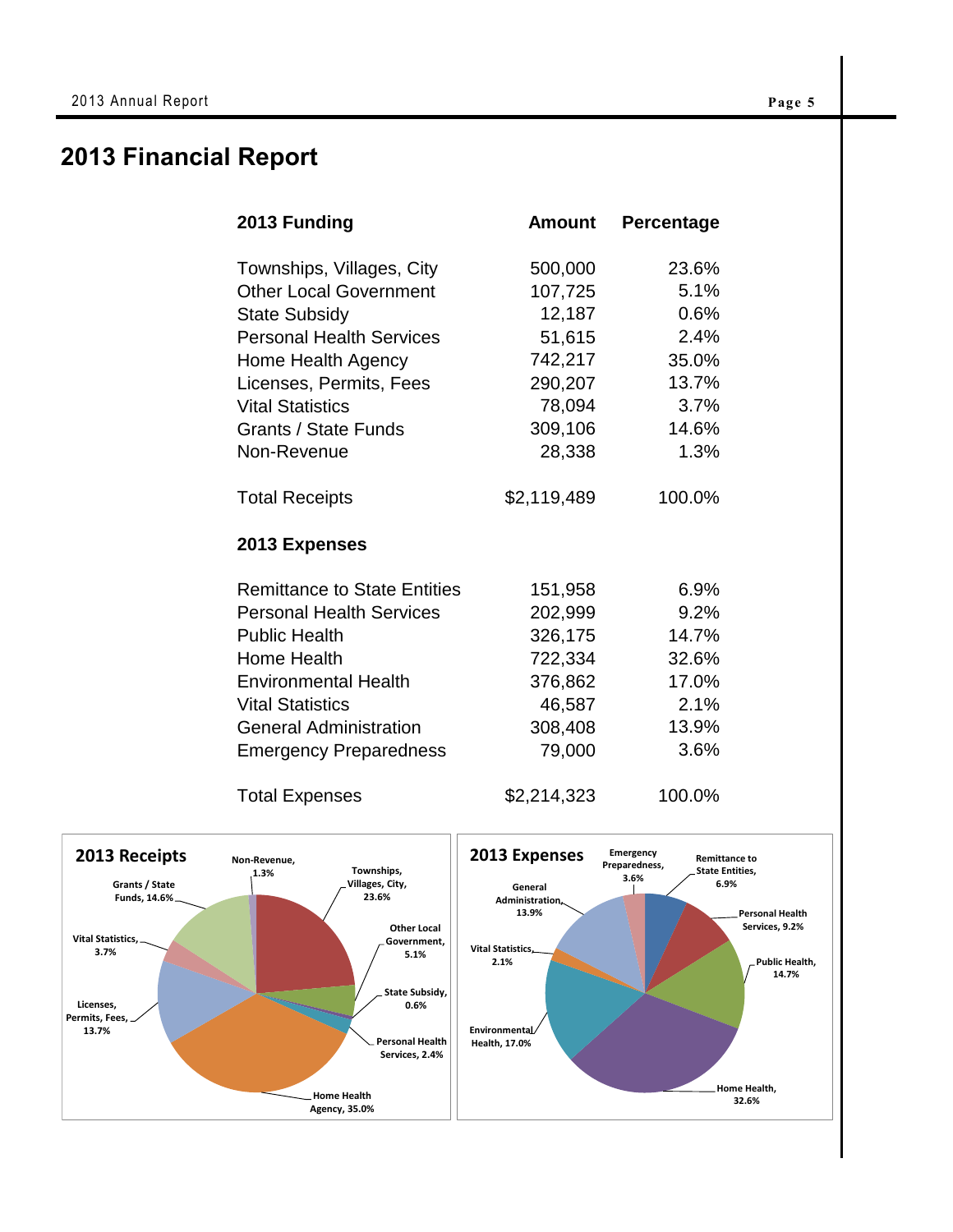# 2013 Financial Report

| 2013 Funding | Amount | Percentage |
|---|---|---|
| Townships, Villages, City | 500,000 | 23.6% |
| Other Local Government | 107,725 | 5.1% |
| State Subsidy | 12,187 | 0.6% |
| Personal Health Services | 51,615 | 2.4% |
| Home Health Agency | 742,217 | 35.0% |
| Licenses, Permits, Fees | 290,207 | 13.7% |
| Vital Statistics | 78,094 | 3.7% |
| Grants / State Funds | 309,106 | 14.6% |
| Non-Revenue | 28,338 | 1.3% |
| Total Receipts | $2,119,489 | 100.0% |

| 2013 Expenses | Amount | Percentage |
|---|---|---|
| Remittance to State Entities | 151,958 | 6.9% |
| Personal Health Services | 202,999 | 9.2% |
| Public Health | 326,175 | 14.7% |
| Home Health | 722,334 | 32.6% |
| Environmental Health | 376,862 | 17.0% |
| Vital Statistics | 46,587 | 2.1% |
| General Administration | 308,408 | 13.9% |
| Emergency Preparedness | 79,000 | 3.6% |
| Total Expenses | $2,214,323 | 100.0% |

**2013 Receipts**

Non-Revenue, 1.3%; Townships, Villages, City, 23.6%; Other Local Government, 5.1%; State Subsidy, 0.6%; Personal Health Services, 2.4%; Home Health Agency, 35.0%; Licenses, Permits, Fees, 13.7%; Vital Statistics, 3.7%; Grants / State Funds, 14.6%

**2013 Expenses**

Emergency Preparedness, 3.6%; Remittance to State Entities, 6.9%; Personal Health Services, 9.2%; Public Health, 14.7%; Home Health, 32.6%; Environmental Health, 17.0%; Vital Statistics, 2.1%; General Administration, 13.9%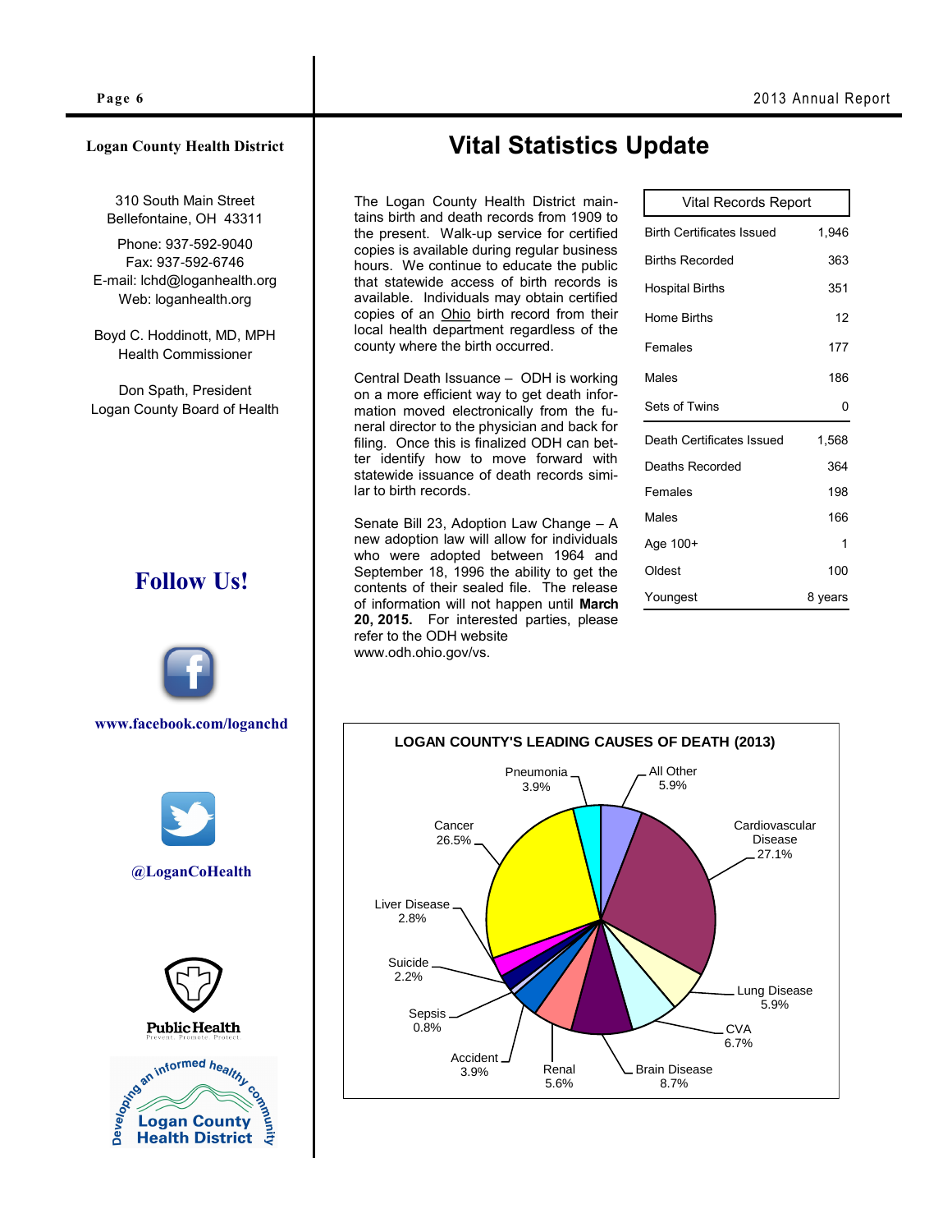**Logan County Health District**

310 South Main Street
Bellefontaine, OH 43311

Phone: 937-592-9040
Fax: 937-592-6746
E-mail: lchd@loganhealth.org
Web: loganhealth.org

Boyd C. Hoddinott, MD, MPH
Health Commissioner

Don Spath, President
Logan County Board of Health

## Follow Us!

www.facebook.com/loganchd

@LoganCoHealth

Public Health
Prevent. Promote. Protect.

Developing an informed healthy community
Logan County Health District

# Vital Statistics Update

The Logan County Health District maintains birth and death records from 1909 to the present. Walk-up service for certified copies is available during regular business hours. We continue to educate the public that statewide access of birth records is available. Individuals may obtain certified copies of an Ohio birth record from their local health department regardless of the county where the birth occurred.

Central Death Issuance – ODH is working on a more efficient way to get death information moved electronically from the funeral director to the physician and back for filing. Once this is finalized ODH can better identify how to move forward with statewide issuance of death records similar to birth records.

Senate Bill 23, Adoption Law Change – A new adoption law will allow for individuals who were adopted between 1964 and September 18, 1996 the ability to get the contents of their sealed file. The release of information will not happen until **March 20, 2015.** For interested parties, please refer to the ODH website www.odh.ohio.gov/vs.

| Vital Records Report | |
|---|---|
| Birth Certificates Issued | 1,946 |
| Births Recorded | 363 |
| Hospital Births | 351 |
| Home Births | 12 |
| Females | 177 |
| Males | 186 |
| Sets of Twins | 0 |
| Death Certificates Issued | 1,568 |
| Deaths Recorded | 364 |
| Females | 198 |
| Males | 166 |
| Age 100+ | 1 |
| Oldest | 100 |
| Youngest | 8 years |

LOGAN COUNTY'S LEADING CAUSES OF DEATH (2013)

Pneumonia 3.9%
All Other 5.9%
Cardiovascular Disease 27.1%
Lung Disease 5.9%
CVA 6.7%
Brain Disease 8.7%
Renal 5.6%
Accident 3.9%
Sepsis 0.8%
Suicide 2.2%
Liver Disease 2.8%
Cancer 26.5%